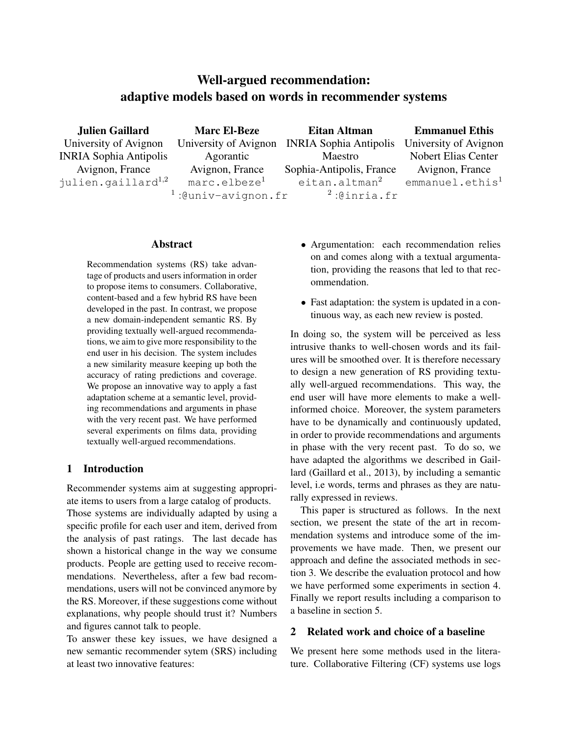# Well-argued recommendation: adaptive models based on words in recommender systems

**Julien Gaillard**
University of Avignon
INRIA Sophia Antipolis
Avignon, France
julien.gaillard[1,2]

**Marc El-Beze**
University of Avignon
Agorantic
Avignon, France
marc.elbeze[1]

**Eitan Altman**
INRIA Sophia Antipolis
Maestro
Sophia-Antipolis, France
eitan.altman[2]

**Emmanuel Ethis**
University of Avignon
Nobert Elias Center
Avignon, France
emmanuel.ethis[1]

[1] :@univ-avignon.fr [2] :@inria.fr

## Abstract

Recommendation systems (RS) take advantage of products and users information in order to propose items to consumers. Collaborative, content-based and a few hybrid RS have been developed in the past. In contrast, we propose a new domain-independent semantic RS. By providing textually well-argued recommendations, we aim to give more responsibility to the end user in his decision. The system includes a new similarity measure keeping up both the accuracy of rating predictions and coverage. We propose an innovative way to apply a fast adaptation scheme at a semantic level, providing recommendations and arguments in phase with the very recent past. We have performed several experiments on films data, providing textually well-argued recommendations.

## 1 Introduction

Recommender systems aim at suggesting appropriate items to users from a large catalog of products. Those systems are individually adapted by using a specific profile for each user and item, derived from the analysis of past ratings. The last decade has shown a historical change in the way we consume products. People are getting used to receive recommendations. Nevertheless, after a few bad recommendations, users will not be convinced anymore by the RS. Moreover, if these suggestions come without explanations, why people should trust it? Numbers and figures cannot talk to people.

To answer these key issues, we have designed a new semantic recommender sytem (SRS) including at least two innovative features:

- Argumentation: each recommendation relies on and comes along with a textual argumentation, providing the reasons that led to that recommendation.
- Fast adaptation: the system is updated in a continuous way, as each new review is posted.

In doing so, the system will be perceived as less intrusive thanks to well-chosen words and its failures will be smoothed over. It is therefore necessary to design a new generation of RS providing textually well-argued recommendations. This way, the end user will have more elements to make a well-informed choice. Moreover, the system parameters have to be dynamically and continuously updated, in order to provide recommendations and arguments in phase with the very recent past. To do so, we have adapted the algorithms we described in Gaillard (Gaillard et al., 2013), by including a semantic level, i.e words, terms and phrases as they are naturally expressed in reviews.

This paper is structured as follows. In the next section, we present the state of the art in recommendation systems and introduce some of the improvements we have made. Then, we present our approach and define the associated methods in section 3. We describe the evaluation protocol and how we have performed some experiments in section 4. Finally we report results including a comparison to a baseline in section 5.

## 2 Related work and choice of a baseline

We present here some methods used in the literature. Collaborative Filtering (CF) systems use logs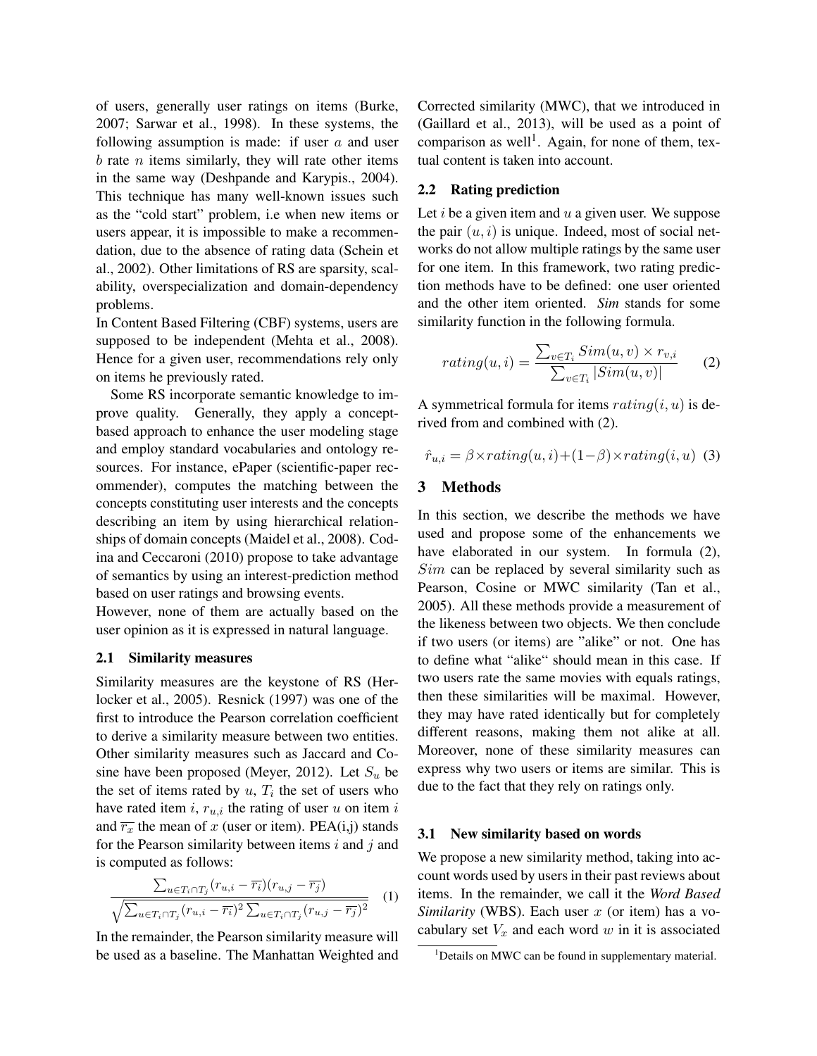of users, generally user ratings on items (Burke, 2007; Sarwar et al., 1998). In these systems, the following assumption is made: if user $a$ and user $b$ rate $n$ items similarly, they will rate other items in the same way (Deshpande and Karypis., 2004). This technique has many well-known issues such as the "cold start" problem, i.e when new items or users appear, it is impossible to make a recommendation, due to the absence of rating data (Schein et al., 2002). Other limitations of RS are sparsity, scalability, overspecialization and domain-dependency problems.

In Content Based Filtering (CBF) systems, users are supposed to be independent (Mehta et al., 2008). Hence for a given user, recommendations rely only on items he previously rated.

Some RS incorporate semantic knowledge to improve quality. Generally, they apply a concept-based approach to enhance the user modeling stage and employ standard vocabularies and ontology resources. For instance, ePaper (scientific-paper recommender), computes the matching between the concepts constituting user interests and the concepts describing an item by using hierarchical relationships of domain concepts (Maidel et al., 2008). Codina and Ceccaroni (2010) propose to take advantage of semantics by using an interest-prediction method based on user ratings and browsing events.

However, none of them are actually based on the user opinion as it is expressed in natural language.

### 2.1 Similarity measures

Similarity measures are the keystone of RS (Herlocker et al., 2005). Resnick (1997) was one of the first to introduce the Pearson correlation coefficient to derive a similarity measure between two entities. Other similarity measures such as Jaccard and Cosine have been proposed (Meyer, 2012). Let $S_u$ be the set of items rated by $u$, $T_i$ the set of users who have rated item $i$, $r_{u,i}$ the rating of user $u$ on item $i$ and $\overline{r_x}$ the mean of $x$ (user or item). PEA(i,j) stands for the Pearson similarity between items $i$ and $j$ and is computed as follows:

$$\frac{\sum_{u \in T_i \cap T_j} (r_{u,i} - \overline{r_i})(r_{u,j} - \overline{r_j})}{\sqrt{\sum_{u \in T_i \cap T_j} (r_{u,i} - \overline{r_i})^2 \sum_{u \in T_i \cap T_j} (r_{u,j} - \overline{r_j})^2}} \quad (1)$$

In the remainder, the Pearson similarity measure will be used as a baseline. The Manhattan Weighted and Corrected similarity (MWC), that we introduced in (Gaillard et al., 2013), will be used as a point of comparison as well[1]. Again, for none of them, textual content is taken into account.

### 2.2 Rating prediction

Let $i$ be a given item and $u$ a given user. We suppose the pair $(u, i)$ is unique. Indeed, most of social networks do not allow multiple ratings by the same user for one item. In this framework, two rating prediction methods have to be defined: one user oriented and the other item oriented. ***Sim*** stands for some similarity function in the following formula.

$$rating(u, i) = \frac{\sum_{v \in T_i} Sim(u, v) \times r_{v,i}}{\sum_{v \in T_i} |Sim(u, v)|} \quad (2)$$

A symmetrical formula for items $rating(i, u)$ is derived from and combined with (2).

$$\hat{r}_{u,i} = \beta \times rating(u, i) + (1 - \beta) \times rating(i, u) \quad (3)$$

## 3 Methods

In this section, we describe the methods we have used and propose some of the enhancements we have elaborated in our system. In formula (2), $Sim$ can be replaced by several similarity such as Pearson, Cosine or MWC similarity (Tan et al., 2005). All these methods provide a measurement of the likeness between two objects. We then conclude if two users (or items) are "alike" or not. One has to define what "alike" should mean in this case. If two users rate the same movies with equals ratings, then these similarities will be maximal. However, they may have rated identically but for completely different reasons, making them not alike at all. Moreover, none of these similarity measures can express why two users or items are similar. This is due to the fact that they rely on ratings only.

### 3.1 New similarity based on words

We propose a new similarity method, taking into account words used by users in their past reviews about items. In the remainder, we call it the ***Word Based Similarity*** (WBS). Each user $x$ (or item) has a vocabulary set $V_x$ and each word $w$ in it is associated

[1] Details on MWC can be found in supplementary material.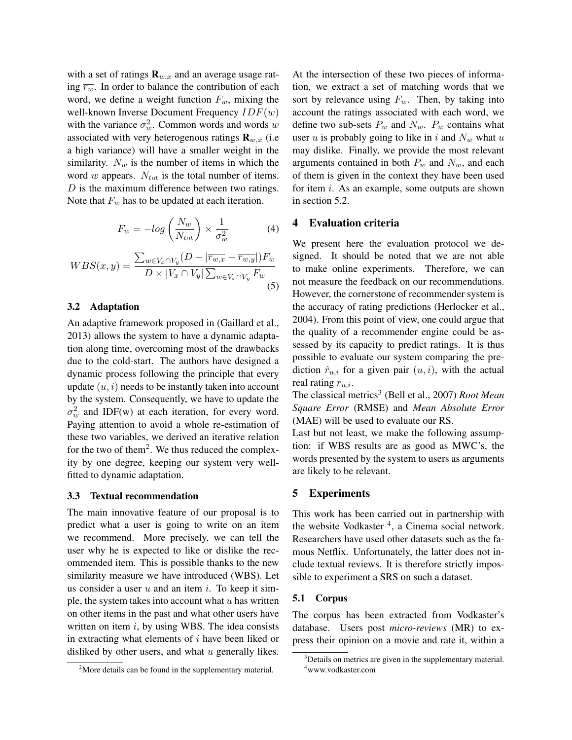with a set of ratings $\mathbf{R}_{w,x}$ and an average usage rating $\overline{r_w}$. In order to balance the contribution of each word, we define a weight function $F_w$, mixing the well-known Inverse Document Frequency $IDF(w)$ with the variance $\sigma_w^2$. Common words and words $w$ associated with very heterogenous ratings $\mathbf{R}_{w,x}$ (i.e a high variance) will have a smaller weight in the similarity. $N_w$ is the number of items in which the word $w$ appears. $N_{tot}$ is the total number of items. $D$ is the maximum difference between two ratings. Note that $F_w$ has to be updated at each iteration.

$$F_w = -log\left(\frac{N_w}{N_{tot}}\right) \times \frac{1}{\sigma_w^2} \tag{4}$$

$$WBS(x,y) = \frac{\sum_{w \in V_x \cap V_y}(D - |\overline{r_{w,x}} - \overline{r_{w,y}}|)F_w}{D \times |V_x \cap V_y| \sum_{w \in V_x \cap V_y} F_w} \tag{5}$$

### 3.2 Adaptation

An adaptive framework proposed in (Gaillard et al., 2013) allows the system to have a dynamic adaptation along time, overcoming most of the drawbacks due to the cold-start. The authors have designed a dynamic process following the principle that every update $(u,i)$ needs to be instantly taken into account by the system. Consequently, we have to update the $\sigma_w^2$ and IDF(w) at each iteration, for every word. Paying attention to avoid a whole re-estimation of these two variables, we derived an iterative relation for the two of them[2]. We thus reduced the complexity by one degree, keeping our system very well-fitted to dynamic adaptation.

### 3.3 Textual recommendation

The main innovative feature of our proposal is to predict what a user is going to write on an item we recommend. More precisely, we can tell the user why he is expected to like or dislike the recommended item. This is possible thanks to the new similarity measure we have introduced (WBS). Let us consider a user $u$ and an item $i$. To keep it simple, the system takes into account what $u$ has written on other items in the past and what other users have written on item $i$, by using WBS. The idea consists in extracting what elements of $i$ have been liked or disliked by other users, and what $u$ generally likes. At the intersection of these two pieces of information, we extract a set of matching words that we sort by relevance using $F_w$. Then, by taking into account the ratings associated with each word, we define two sub-sets $P_w$ and $N_w$. $P_w$ contains what user $u$ is probably going to like in $i$ and $N_w$ what $u$ may dislike. Finally, we provide the most relevant arguments contained in both $P_w$ and $N_w$, and each of them is given in the context they have been used for item $i$. As an example, some outputs are shown in section 5.2.

## 4 Evaluation criteria

We present here the evaluation protocol we designed. It should be noted that we are not able to make online experiments. Therefore, we can not measure the feedback on our recommendations. However, the cornerstone of recommender system is the accuracy of rating predictions (Herlocker et al., 2004). From this point of view, one could argue that the quality of a recommender engine could be assessed by its capacity to predict ratings. It is thus possible to evaluate our system comparing the prediction $\hat{r}_{u,i}$ for a given pair $(u,i)$, with the actual real rating $r_{u,i}$.

The classical metrics[3] (Bell et al., 2007) *Root Mean Square Error* (RMSE) and *Mean Absolute Error* (MAE) will be used to evaluate our RS.

Last but not least, we make the following assumption: if WBS results are as good as MWC's, the words presented by the system to users as arguments are likely to be relevant.

## 5 Experiments

This work has been carried out in partnership with the website Vodkaster [4], a Cinema social network. Researchers have used other datasets such as the famous Netflix. Unfortunately, the latter does not include textual reviews. It is therefore strictly impossible to experiment a SRS on such a dataset.

### 5.1 Corpus

The corpus has been extracted from Vodkaster's database. Users post *micro-reviews* (MR) to express their opinion on a movie and rate it, within a

[2] More details can be found in the supplementary material.

[3] Details on metrics are given in the supplementary material.

[4] www.vodkaster.com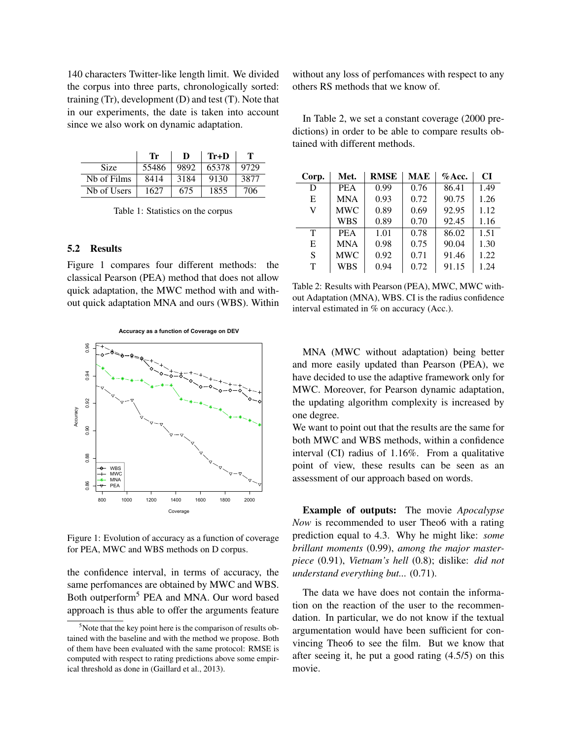140 characters Twitter-like length limit. We divided the corpus into three parts, chronologically sorted: training (Tr), development (D) and test (T). Note that in our experiments, the date is taken into account since we also work on dynamic adaptation.

| | Tr | D | Tr+D | T |
|---|---|---|---|---|
| Size | 55486 | 9892 | 65378 | 9729 |
| Nb of Films | 8414 | 3184 | 9130 | 3877 |
| Nb of Users | 1627 | 675 | 1855 | 706 |

Table 1: Statistics on the corpus

## 5.2 Results

Figure 1 compares four different methods: the classical Pearson (PEA) method that does not allow quick adaptation, the MWC method with and without quick adaptation MNA and ours (WBS). Within the confidence interval, in terms of accuracy, the same perfomances are obtained by MWC and WBS. Both outperform[5] PEA and MNA. Our word based approach is thus able to offer the arguments feature without any loss of perfomances with respect to any others RS methods that we know of.

Figure 1: Evolution of accuracy as a function of coverage for PEA, MWC and WBS methods on D corpus.

In Table 2, we set a constant coverage (2000 predictions) in order to be able to compare results obtained with different methods.

| Corp. | Met. | RMSE | MAE | %Acc. | CI |
|---|---|---|---|---|---|
| D | PEA | 0.99 | 0.76 | 86.41 | 1.49 |
| E | MNA | 0.93 | 0.72 | 90.75 | 1.26 |
| V | MWC | 0.89 | 0.69 | 92.95 | 1.12 |
| | WBS | 0.89 | 0.70 | 92.45 | 1.16 |
| T | PEA | 1.01 | 0.78 | 86.02 | 1.51 |
| E | MNA | 0.98 | 0.75 | 90.04 | 1.30 |
| S | MWC | 0.92 | 0.71 | 91.46 | 1.22 |
| T | WBS | 0.94 | 0.72 | 91.15 | 1.24 |

Table 2: Results with Pearson (PEA), MWC, MWC without Adaptation (MNA), WBS. CI is the radius confidence interval estimated in % on accuracy (Acc.).

MNA (MWC without adaptation) being better and more easily updated than Pearson (PEA), we have decided to use the adaptive framework only for MWC. Moreover, for Pearson dynamic adaptation, the updating algorithm complexity is increased by one degree.

We want to point out that the results are the same for both MWC and WBS methods, within a confidence interval (CI) radius of 1.16%. From a qualitative point of view, these results can be seen as an assessment of our approach based on words.

**Example of outputs:** The movie *Apocalypse Now* is recommended to user Theo6 with a rating prediction equal to 4.3. Why he might like: *some brillant moments* (0.99), *among the major masterpiece* (0.91), *Vietnam's hell* (0.8); dislike: *did not understand everything but...* (0.71).

The data we have does not contain the information on the reaction of the user to the recommendation. In particular, we do not know if the textual argumentation would have been sufficient for convincing Theo6 to see the film. But we know that after seeing it, he put a good rating (4.5/5) on this movie.

[5] Note that the key point here is the comparison of results obtained with the baseline and with the method we propose. Both of them have been evaluated with the same protocol: RMSE is computed with respect to rating predictions above some empirical threshold as done in (Gaillard et al., 2013).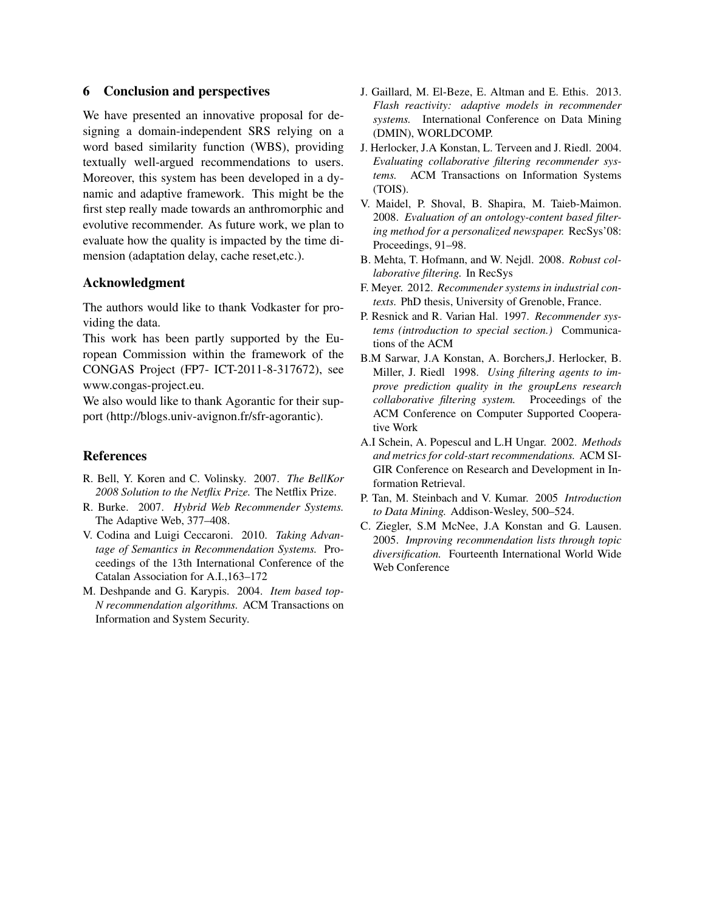## 6 Conclusion and perspectives

We have presented an innovative proposal for designing a domain-independent SRS relying on a word based similarity function (WBS), providing textually well-argued recommendations to users. Moreover, this system has been developed in a dynamic and adaptive framework. This might be the first step really made towards an anthromorphic and evolutive recommender. As future work, we plan to evaluate how the quality is impacted by the time dimension (adaptation delay, cache reset,etc.).

## Acknowledgment

The authors would like to thank Vodkaster for providing the data.

This work has been partly supported by the European Commission within the framework of the CONGAS Project (FP7- ICT-2011-8-317672), see www.congas-project.eu.

We also would like to thank Agorantic for their support (http://blogs.univ-avignon.fr/sfr-agorantic).

## References

R. Bell, Y. Koren and C. Volinsky. 2007. *The BellKor 2008 Solution to the Netflix Prize.* The Netflix Prize.

R. Burke. 2007. *Hybrid Web Recommender Systems.* The Adaptive Web, 377–408.

V. Codina and Luigi Ceccaroni. 2010. *Taking Advantage of Semantics in Recommendation Systems.* Proceedings of the 13th International Conference of the Catalan Association for A.I.,163–172

M. Deshpande and G. Karypis. 2004. *Item based top-N recommendation algorithms.* ACM Transactions on Information and System Security.

J. Gaillard, M. El-Beze, E. Altman and E. Ethis. 2013. *Flash reactivity: adaptive models in recommender systems.* International Conference on Data Mining (DMIN), WORLDCOMP.

J. Herlocker, J.A Konstan, L. Terveen and J. Riedl. 2004. *Evaluating collaborative filtering recommender systems.* ACM Transactions on Information Systems (TOIS).

V. Maidel, P. Shoval, B. Shapira, M. Taieb-Maimon. 2008. *Evaluation of an ontology-content based filtering method for a personalized newspaper.* RecSys'08: Proceedings, 91–98.

B. Mehta, T. Hofmann, and W. Nejdl. 2008. *Robust collaborative filtering.* In RecSys

F. Meyer. 2012. *Recommender systems in industrial contexts.* PhD thesis, University of Grenoble, France.

P. Resnick and R. Varian Hal. 1997. *Recommender systems (introduction to special section.)* Communications of the ACM

B.M Sarwar, J.A Konstan, A. Borchers,J. Herlocker, B. Miller, J. Riedl 1998. *Using filtering agents to improve prediction quality in the groupLens research collaborative filtering system.* Proceedings of the ACM Conference on Computer Supported Cooperative Work

A.I Schein, A. Popescul and L.H Ungar. 2002. *Methods and metrics for cold-start recommendations.* ACM SIGIR Conference on Research and Development in Information Retrieval.

P. Tan, M. Steinbach and V. Kumar. 2005 *Introduction to Data Mining.* Addison-Wesley, 500–524.

C. Ziegler, S.M McNee, J.A Konstan and G. Lausen. 2005. *Improving recommendation lists through topic diversification.* Fourteenth International World Wide Web Conference